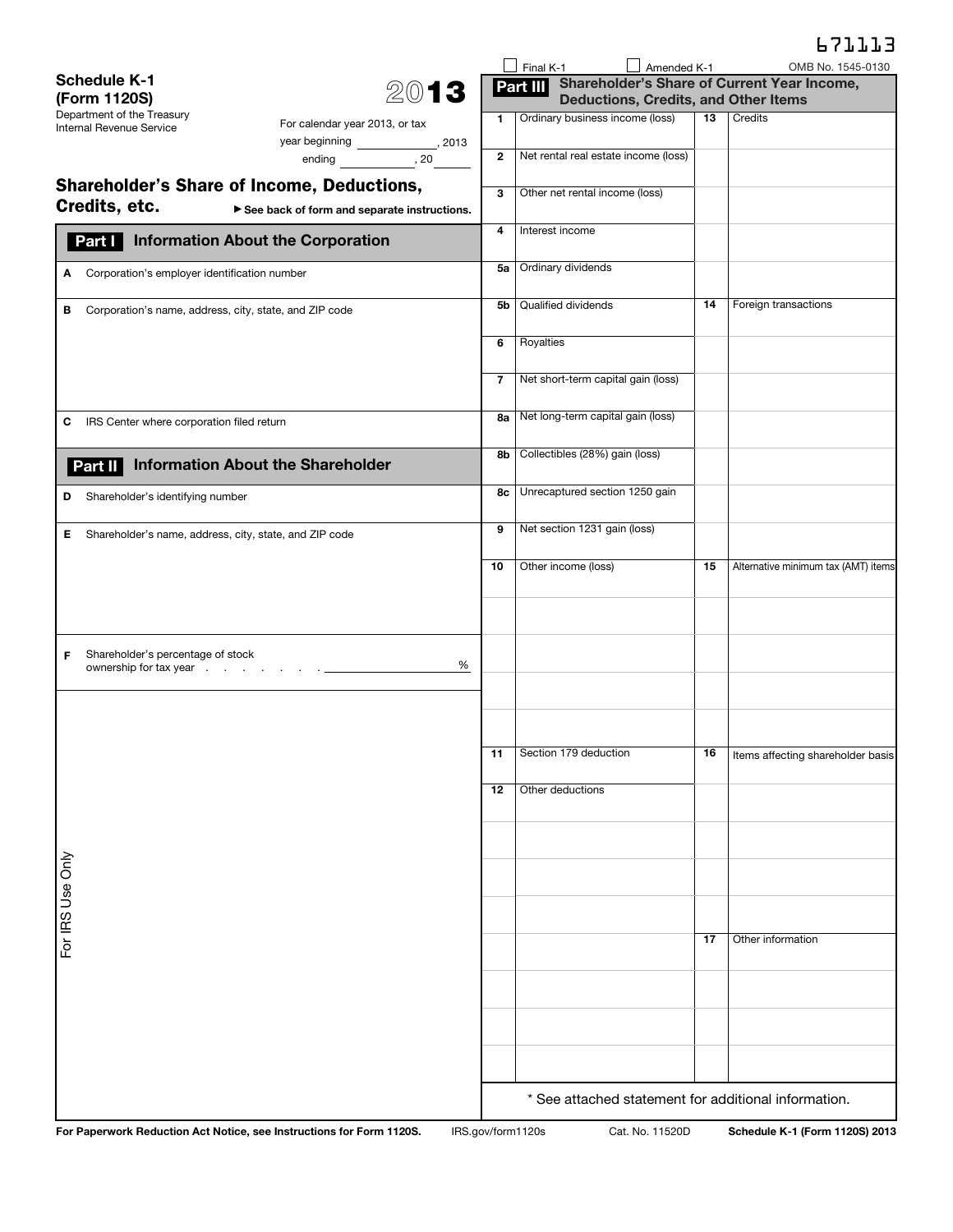671113

☐ Final K-1 ☐ Amended K-1 OMB No. 1545-0130

# Schedule K-1 (Form 1120S) 2013

Department of the Treasury
Internal Revenue Service

For calendar year 2013, or tax year beginning ____________, 2013 ending ____________, 20____

## Shareholder's Share of Income, Deductions, Credits, etc.

► See back of form and separate instructions.

## Part I Information About the Corporation

**A** Corporation's employer identification number

**B** Corporation's name, address, city, state, and ZIP code

**C** IRS Center where corporation filed return

## Part II Information About the Shareholder

**D** Shareholder's identifying number

**E** Shareholder's name, address, city, state, and ZIP code

**F** Shareholder's percentage of stock ownership for tax year . . . . . . . . ____________ %

For IRS Use Only

## Part III Shareholder's Share of Current Year Income, Deductions, Credits, and Other Items

| | | | |
|---|---|---|---|
| **1** | Ordinary business income (loss) | **13** | Credits |
| **2** | Net rental real estate income (loss) | | |
| **3** | Other net rental income (loss) | | |
| **4** | Interest income | | |
| **5a** | Ordinary dividends | | |
| **5b** | Qualified dividends | **14** | Foreign transactions |
| **6** | Royalties | | |
| **7** | Net short-term capital gain (loss) | | |
| **8a** | Net long-term capital gain (loss) | | |
| **8b** | Collectibles (28%) gain (loss) | | |
| **8c** | Unrecaptured section 1250 gain | | |
| **9** | Net section 1231 gain (loss) | | |
| **10** | Other income (loss) | **15** | Alternative minimum tax (AMT) items |
| | | | |
| | | | |
| | | | |
| | | | |
| **11** | Section 179 deduction | **16** | Items affecting shareholder basis |
| **12** | Other deductions | | |
| | | | |
| | | | |
| | | | |
| | | **17** | Other information |
| | | | |
| | | | |
| | | | |

\* See attached statement for additional information.

For Paperwork Reduction Act Notice, see Instructions for Form 1120S. IRS.gov/form1120s Cat. No. 11520D Schedule K-1 (Form 1120S) 2013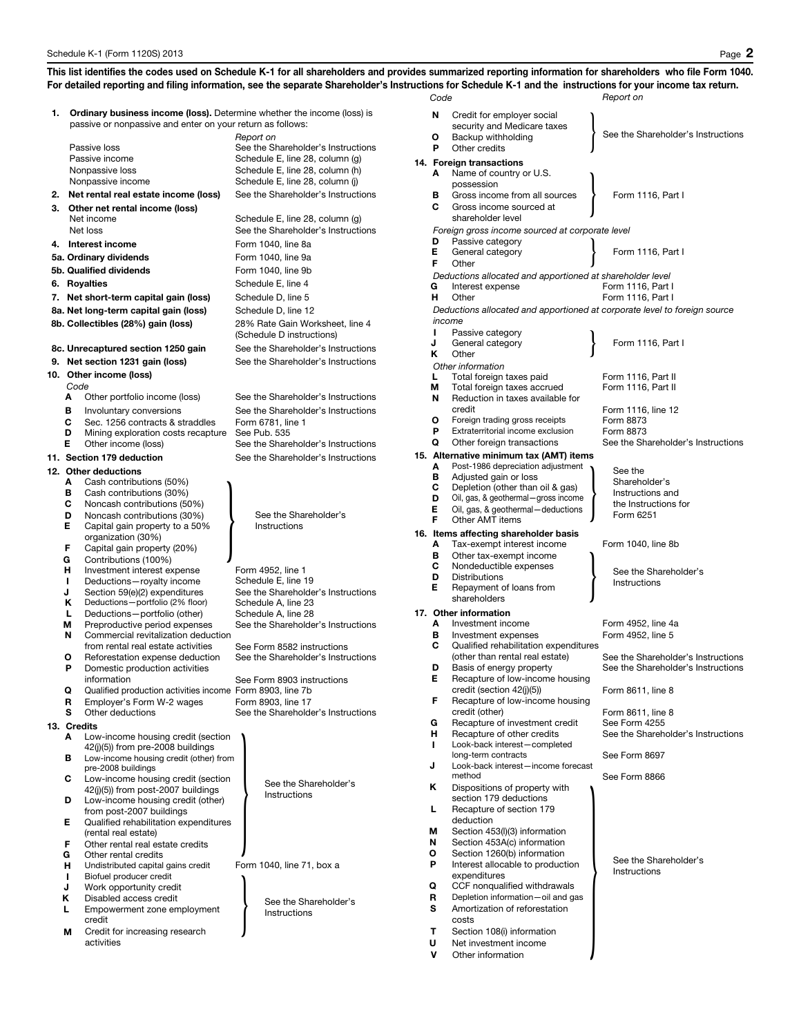This list identifies the codes used on Schedule K-1 for all shareholders and provides summarized reporting information for shareholders who file Form 1040. For detailed reporting and filing information, see the separate Shareholder's Instructions for Schedule K-1 and the instructions for your income tax return.

**1. Ordinary business income (loss).** Determine whether the income (loss) is passive or nonpassive and enter on your return as follows:

| | Report on |
|---|---|
| Passive loss | See the Shareholder's Instructions |
| Passive income | Schedule E, line 28, column (g) |
| Nonpassive loss | Schedule E, line 28, column (h) |
| Nonpassive income | Schedule E, line 28, column (j) |

| | |
|---|---|
| **2. Net rental real estate income (loss)** | See the Shareholder's Instructions |
| **3. Other net rental income (loss)** | |
| Net income | Schedule E, line 28, column (g) |
| Net loss | See the Shareholder's Instructions |
| **4. Interest income** | Form 1040, line 8a |
| **5a. Ordinary dividends** | Form 1040, line 9a |
| **5b. Qualified dividends** | Form 1040, line 9b |
| **6. Royalties** | Schedule E, line 4 |
| **7. Net short-term capital gain (loss)** | Schedule D, line 5 |
| **8a. Net long-term capital gain (loss)** | Schedule D, line 12 |
| **8b. Collectibles (28%) gain (loss)** | 28% Rate Gain Worksheet, line 4 (Schedule D instructions) |
| **8c. Unrecaptured section 1250 gain** | See the Shareholder's Instructions |
| **9. Net section 1231 gain (loss)** | See the Shareholder's Instructions |

**10. Other income (loss)**

| Code | | |
|---|---|---|
| A | Other portfolio income (loss) | See the Shareholder's Instructions |
| B | Involuntary conversions | See the Shareholder's Instructions |
| C | Sec. 1256 contracts & straddles | Form 6781, line 1 |
| D | Mining exploration costs recapture | See Pub. 535 |
| E | Other income (loss) | See the Shareholder's Instructions |

| | |
|---|---|
| **11. Section 179 deduction** | See the Shareholder's Instructions |

**12. Other deductions**

| | | |
|---|---|---|
| A | Cash contributions (50%) | See the Shareholder's Instructions |
| B | Cash contributions (30%) | See the Shareholder's Instructions |
| C | Noncash contributions (50%) | See the Shareholder's Instructions |
| D | Noncash contributions (30%) | See the Shareholder's Instructions |
| E | Capital gain property to a 50% organization (30%) | See the Shareholder's Instructions |
| F | Capital gain property (20%) | See the Shareholder's Instructions |
| G | Contributions (100%) | See the Shareholder's Instructions |
| H | Investment interest expense | Form 4952, line 1 |
| I | Deductions—royalty income | Schedule E, line 19 |
| J | Section 59(e)(2) expenditures | See the Shareholder's Instructions |
| K | Deductions—portfolio (2% floor) | Schedule A, line 23 |
| L | Deductions—portfolio (other) | Schedule A, line 28 |
| M | Preproductive period expenses | See the Shareholder's Instructions |
| N | Commercial revitalization deduction from rental real estate activities | See Form 8582 instructions |
| O | Reforestation expense deduction | See the Shareholder's Instructions |
| P | Domestic production activities information | See Form 8903 instructions |
| Q | Qualified production activities income | Form 8903, line 7b |
| R | Employer's Form W-2 wages | Form 8903, line 17 |
| S | Other deductions | See the Shareholder's Instructions |

**13. Credits**

| | | |
|---|---|---|
| A | Low-income housing credit (section 42(j)(5)) from pre-2008 buildings | See the Shareholder's Instructions |
| B | Low-income housing credit (other) from pre-2008 buildings | See the Shareholder's Instructions |
| C | Low-income housing credit (section 42(j)(5)) from post-2007 buildings | See the Shareholder's Instructions |
| D | Low-income housing credit (other) from post-2007 buildings | See the Shareholder's Instructions |
| E | Qualified rehabilitation expenditures (rental real estate) | See the Shareholder's Instructions |
| F | Other rental real estate credits | See the Shareholder's Instructions |
| G | Other rental credits | See the Shareholder's Instructions |
| H | Undistributed capital gains credit | Form 1040, line 71, box a |
| I | Biofuel producer credit | See the Shareholder's Instructions |
| J | Work opportunity credit | See the Shareholder's Instructions |
| K | Disabled access credit | See the Shareholder's Instructions |
| L | Empowerment zone employment credit | See the Shareholder's Instructions |
| M | Credit for increasing research activities | See the Shareholder's Instructions |
| N | Credit for employer social security and Medicare taxes | See the Shareholder's Instructions |
| O | Backup withholding | See the Shareholder's Instructions |
| P | Other credits | See the Shareholder's Instructions |

**14. Foreign transactions**

| Code | | Report on |
|---|---|---|
| A | Name of country or U.S. possession | Form 1116, Part I |
| B | Gross income from all sources | Form 1116, Part I |
| C | Gross income sourced at shareholder level | Form 1116, Part I |
| | *Foreign gross income sourced at corporate level* | |
| D | Passive category | Form 1116, Part I |
| E | General category | Form 1116, Part I |
| F | Other | Form 1116, Part I |
| | *Deductions allocated and apportioned at shareholder level* | |
| G | Interest expense | Form 1116, Part I |
| H | Other | Form 1116, Part I |
| | *Deductions allocated and apportioned at corporate level to foreign source income* | |
| I | Passive category | Form 1116, Part I |
| J | General category | Form 1116, Part I |
| K | Other | Form 1116, Part I |
| | *Other information* | |
| L | Total foreign taxes paid | Form 1116, Part II |
| M | Total foreign taxes accrued | Form 1116, Part II |
| N | Reduction in taxes available for credit | Form 1116, line 12 |
| O | Foreign trading gross receipts | Form 8873 |
| P | Extraterritorial income exclusion | Form 8873 |
| Q | Other foreign transactions | See the Shareholder's Instructions |

**15. Alternative minimum tax (AMT) items**

| | | |
|---|---|---|
| A | Post-1986 depreciation adjustment | See the Shareholder's Instructions and the Instructions for Form 6251 |
| B | Adjusted gain or loss | See the Shareholder's Instructions and the Instructions for Form 6251 |
| C | Depletion (other than oil & gas) | See the Shareholder's Instructions and the Instructions for Form 6251 |
| D | Oil, gas, & geothermal—gross income | See the Shareholder's Instructions and the Instructions for Form 6251 |
| E | Oil, gas, & geothermal—deductions | See the Shareholder's Instructions and the Instructions for Form 6251 |
| F | Other AMT items | See the Shareholder's Instructions and the Instructions for Form 6251 |

**16. Items affecting shareholder basis**

| | | |
|---|---|---|
| A | Tax-exempt interest income | Form 1040, line 8b |
| B | Other tax-exempt income | See the Shareholder's Instructions |
| C | Nondeductible expenses | See the Shareholder's Instructions |
| D | Distributions | See the Shareholder's Instructions |
| E | Repayment of loans from shareholders | See the Shareholder's Instructions |

**17. Other information**

| | | |
|---|---|---|
| A | Investment income | Form 4952, line 4a |
| B | Investment expenses | Form 4952, line 5 |
| C | Qualified rehabilitation expenditures (other than rental real estate) | See the Shareholder's Instructions |
| D | Basis of energy property | See the Shareholder's Instructions |
| E | Recapture of low-income housing credit (section 42(j)(5)) | Form 8611, line 8 |
| F | Recapture of low-income housing credit (other) | Form 8611, line 8 |
| G | Recapture of investment credit | See Form 4255 |
| H | Recapture of other credits | See the Shareholder's Instructions |
| I | Look-back interest—completed long-term contracts | See Form 8697 |
| J | Look-back interest—income forecast method | See Form 8866 |
| K | Dispositions of property with section 179 deductions | See the Shareholder's Instructions |
| L | Recapture of section 179 deduction | See the Shareholder's Instructions |
| M | Section 453(l)(3) information | See the Shareholder's Instructions |
| N | Section 453A(c) information | See the Shareholder's Instructions |
| O | Section 1260(b) information | See the Shareholder's Instructions |
| P | Interest allocable to production expenditures | See the Shareholder's Instructions |
| Q | CCF nonqualified withdrawals | See the Shareholder's Instructions |
| R | Depletion information—oil and gas | See the Shareholder's Instructions |
| S | Amortization of reforestation costs | See the Shareholder's Instructions |
| T | Section 108(i) information | See the Shareholder's Instructions |
| U | Net investment income | See the Shareholder's Instructions |
| V | Other information | See the Shareholder's Instructions |